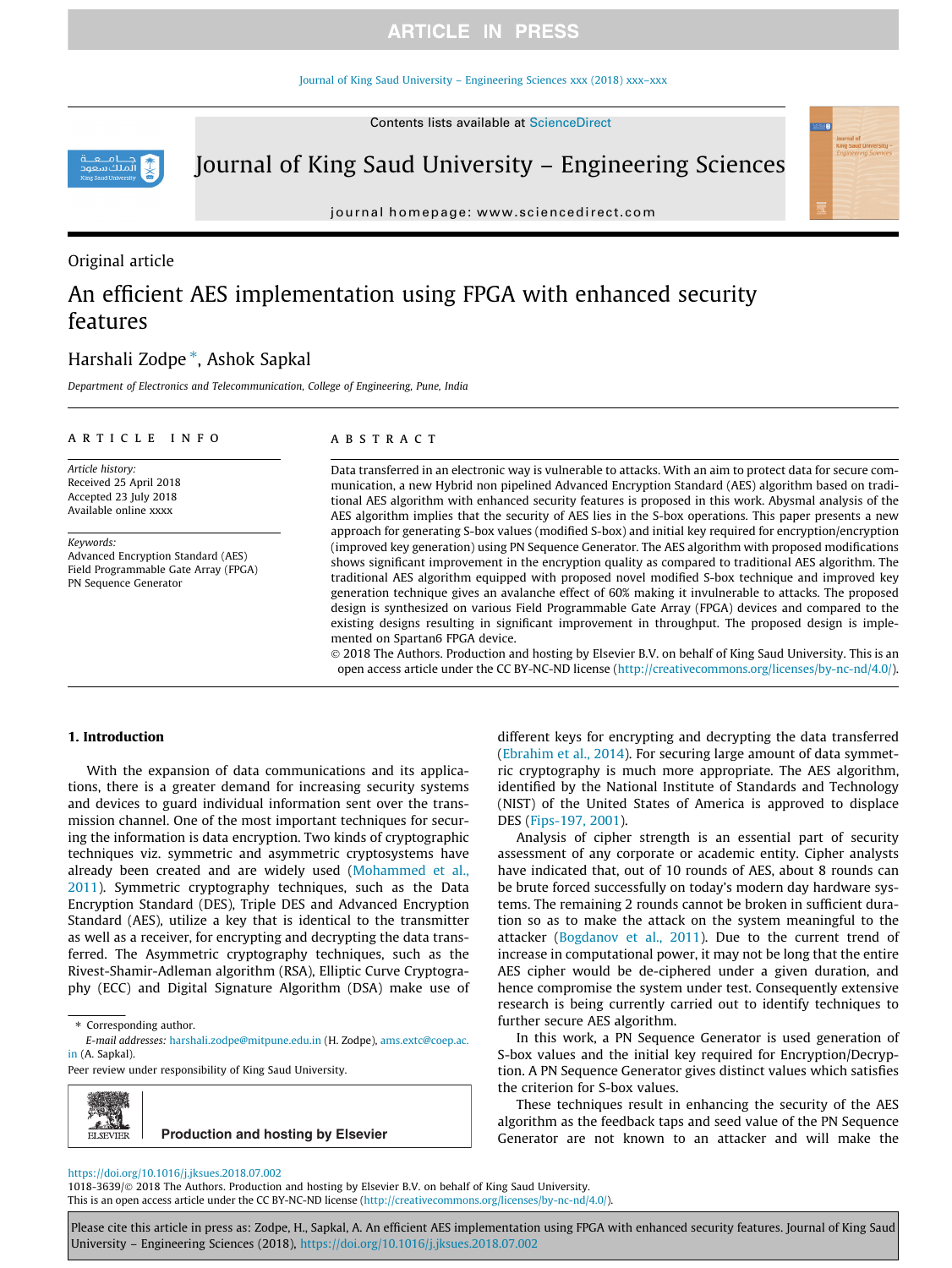Original article

# An efficient AES implementation using FPGA with enhanced security features

Harshali Zodpe *, Ashok Sapkal

*Department of Electronics and Telecommunication, College of Engineering, Pune, India*

**ARTICLE INFO**

*Article history:*
Received 25 April 2018
Accepted 23 July 2018
Available online xxxx

*Keywords:*
Advanced Encryption Standard (AES)
Field Programmable Gate Array (FPGA)
PN Sequence Generator

**ABSTRACT**

Data transferred in an electronic way is vulnerable to attacks. With an aim to protect data for secure communication, a new Hybrid non pipelined Advanced Encryption Standard (AES) algorithm based on traditional AES algorithm with enhanced security features is proposed in this work. Abysmal analysis of the AES algorithm implies that the security of AES lies in the S-box operations. This paper presents a new approach for generating S-box values (modified S-box) and initial key required for encryption/encryption (improved key generation) using PN Sequence Generator. The AES algorithm with proposed modifications shows significant improvement in the encryption quality as compared to traditional AES algorithm. The traditional AES algorithm equipped with proposed novel modified S-box technique and improved key generation technique gives an avalanche effect of 60% making it invulnerable to attacks. The proposed design is synthesized on various Field Programmable Gate Array (FPGA) devices and compared to the existing designs resulting in significant improvement in throughput. The proposed design is implemented on Spartan6 FPGA device.

© 2018 The Authors. Production and hosting by Elsevier B.V. on behalf of King Saud University. This is an open access article under the CC BY-NC-ND license (http://creativecommons.org/licenses/by-nc-nd/4.0/).

## 1. Introduction

With the expansion of data communications and its applications, there is a greater demand for increasing security systems and devices to guard individual information sent over the transmission channel. One of the most important techniques for securing the information is data encryption. Two kinds of cryptographic techniques viz. symmetric and asymmetric cryptosystems have already been created and are widely used (Mohammed et al., 2011). Symmetric cryptography techniques, such as the Data Encryption Standard (DES), Triple DES and Advanced Encryption Standard (AES), utilize a key that is identical to the transmitter as well as a receiver, for encrypting and decrypting the data transferred. The Asymmetric cryptography techniques, such as the Rivest-Shamir-Adleman algorithm (RSA), Elliptic Curve Cryptography (ECC) and Digital Signature Algorithm (DSA) make use of different keys for encrypting and decrypting the data transferred (Ebrahim et al., 2014). For securing large amount of data symmetric cryptography is much more appropriate. The AES algorithm, identified by the National Institute of Standards and Technology (NIST) of the United States of America is approved to displace DES (Fips-197, 2001).

Analysis of cipher strength is an essential part of security assessment of any corporate or academic entity. Cipher analysts have indicated that, out of 10 rounds of AES, about 8 rounds can be brute forced successfully on today's modern day hardware systems. The remaining 2 rounds cannot be broken in sufficient duration so as to make the attack on the system meaningful to the attacker (Bogdanov et al., 2011). Due to the current trend of increase in computational power, it may not be long that the entire AES cipher would be de-ciphered under a given duration, and hence compromise the system under test. Consequently extensive research is being currently carried out to identify techniques to further secure AES algorithm.

In this work, a PN Sequence Generator is used generation of S-box values and the initial key required for Encryption/Decryption. A PN Sequence Generator gives distinct values which satisfies the criterion for S-box values.

These techniques result in enhancing the security of the AES algorithm as the feedback taps and seed value of the PN Sequence Generator are not known to an attacker and will make the

* Corresponding author.
*E-mail addresses:* harshali.zodpe@mitpune.edu.in (H. Zodpe), ams.extc@coep.ac.in (A. Sapkal).
Peer review under responsibility of King Saud University.

https://doi.org/10.1016/j.jksues.2018.07.002
1018-3639/© 2018 The Authors. Production and hosting by Elsevier B.V. on behalf of King Saud University.
This is an open access article under the CC BY-NC-ND license (http://creativecommons.org/licenses/by-nc-nd/4.0/).

Please cite this article in press as: Zodpe, H., Sapkal, A. An efficient AES implementation using FPGA with enhanced security features. Journal of King Saud University – Engineering Sciences (2018), https://doi.org/10.1016/j.jksues.2018.07.002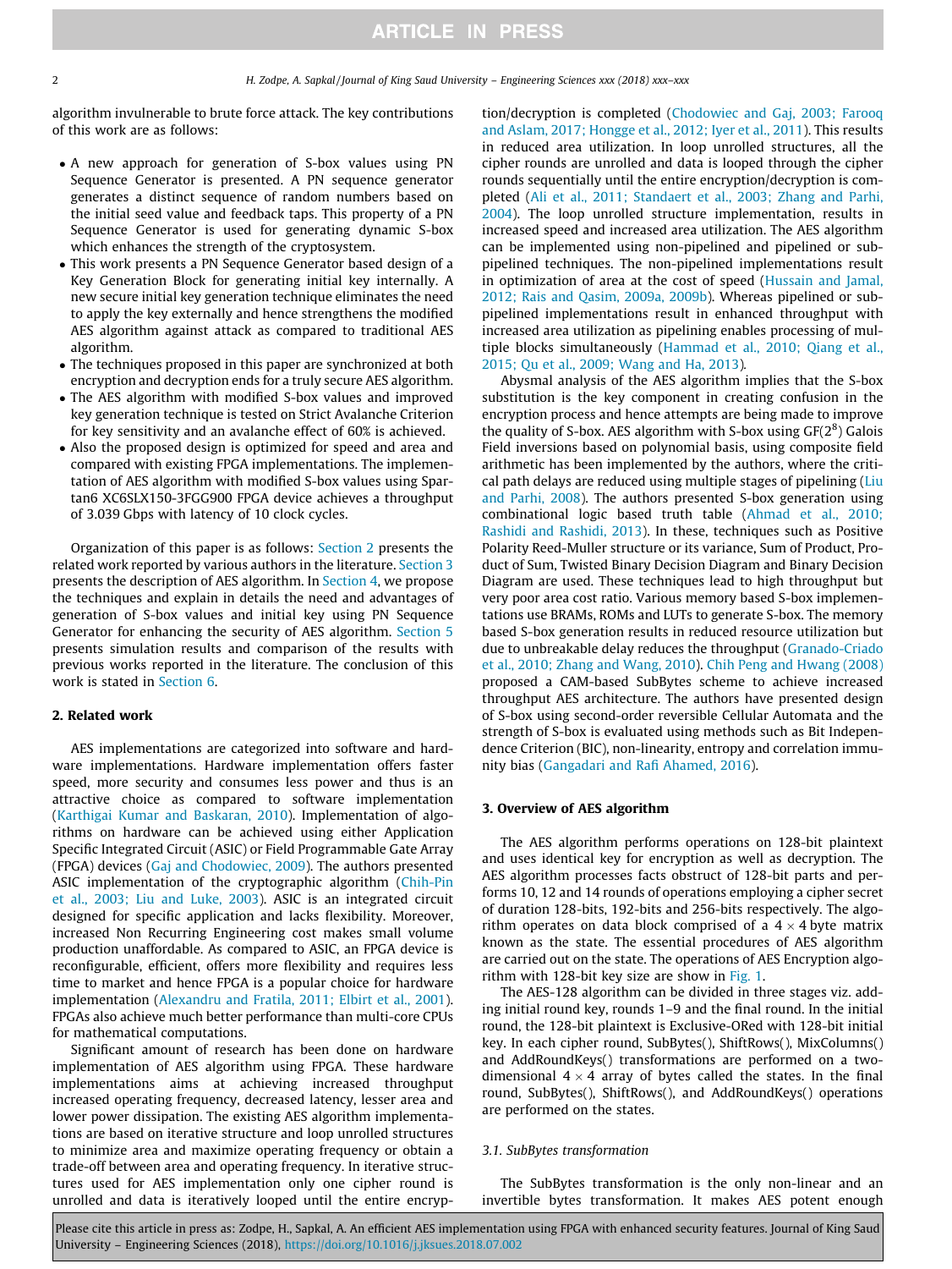algorithm invulnerable to brute force attack. The key contributions of this work are as follows:

- A new approach for generation of S-box values using PN Sequence Generator is presented. A PN sequence generator generates a distinct sequence of random numbers based on the initial seed value and feedback taps. This property of a PN Sequence Generator is used for generating dynamic S-box which enhances the strength of the cryptosystem.
- This work presents a PN Sequence Generator based design of a Key Generation Block for generating initial key internally. A new secure initial key generation technique eliminates the need to apply the key externally and hence strengthens the modified AES algorithm against attack as compared to traditional AES algorithm.
- The techniques proposed in this paper are synchronized at both encryption and decryption ends for a truly secure AES algorithm.
- The AES algorithm with modified S-box values and improved key generation technique is tested on Strict Avalanche Criterion for key sensitivity and an avalanche effect of 60% is achieved.
- Also the proposed design is optimized for speed and area and compared with existing FPGA implementations. The implementation of AES algorithm with modified S-box values using Spartan6 XC6SLX150-3FGG900 FPGA device achieves a throughput of 3.039 Gbps with latency of 10 clock cycles.

Organization of this paper is as follows: Section 2 presents the related work reported by various authors in the literature. Section 3 presents the description of AES algorithm. In Section 4, we propose the techniques and explain in details the need and advantages of generation of S-box values and initial key using PN Sequence Generator for enhancing the security of AES algorithm. Section 5 presents simulation results and comparison of the results with previous works reported in the literature. The conclusion of this work is stated in Section 6.

## 2. Related work

AES implementations are categorized into software and hardware implementations. Hardware implementation offers faster speed, more security and consumes less power and thus is an attractive choice as compared to software implementation (Karthigai Kumar and Baskaran, 2010). Implementation of algorithms on hardware can be achieved using either Application Specific Integrated Circuit (ASIC) or Field Programmable Gate Array (FPGA) devices (Gaj and Chodowiec, 2009). The authors presented ASIC implementation of the cryptographic algorithm (Chih-Pin et al., 2003; Liu and Luke, 2003). ASIC is an integrated circuit designed for specific application and lacks flexibility. Moreover, increased Non Recurring Engineering cost makes small volume production unaffordable. As compared to ASIC, an FPGA device is reconfigurable, efficient, offers more flexibility and requires less time to market and hence FPGA is a popular choice for hardware implementation (Alexandru and Fratila, 2011; Elbirt et al., 2001). FPGAs also achieve much better performance than multi-core CPUs for mathematical computations.

Significant amount of research has been done on hardware implementation of AES algorithm using FPGA. These hardware implementations aims at achieving increased throughput increased operating frequency, decreased latency, lesser area and lower power dissipation. The existing AES algorithm implementations are based on iterative structure and loop unrolled structures to minimize area and maximize operating frequency or obtain a trade-off between area and operating frequency. In iterative structures used for AES implementation only one cipher round is unrolled and data is iteratively looped until the entire encryption/decryption is completed (Chodowiec and Gaj, 2003; Farooq and Aslam, 2017; Hongge et al., 2012; Iyer et al., 2011). This results in reduced area utilization. In loop unrolled structures, all the cipher rounds are unrolled and data is looped through the cipher rounds sequentially until the entire encryption/decryption is completed (Ali et al., 2011; Standaert et al., 2003; Zhang and Parhi, 2004). The loop unrolled structure implementation, results in increased speed and increased area utilization. The AES algorithm can be implemented using non-pipelined and pipelined or sub-pipelined techniques. The non-pipelined implementations result in optimization of area at the cost of speed (Hussain and Jamal, 2012; Rais and Qasim, 2009a, 2009b). Whereas pipelined or sub-pipelined implementations result in enhanced throughput with increased area utilization as pipelining enables processing of multiple blocks simultaneously (Hammad et al., 2010; Qiang et al., 2015; Qu et al., 2009; Wang and Ha, 2013).

Abysmal analysis of the AES algorithm implies that the S-box substitution is the key component in creating confusion in the encryption process and hence attempts are being made to improve the quality of S-box. AES algorithm with S-box using GF($2^8$) Galois Field inversions based on polynomial basis, using composite field arithmetic has been implemented by the authors, where the critical path delays are reduced using multiple stages of pipelining (Liu and Parhi, 2008). The authors presented S-box generation using combinational logic based truth table (Ahmad et al., 2010; Rashidi and Rashidi, 2013). In these, techniques such as Positive Polarity Reed-Muller structure or its variance, Sum of Product, Product of Sum, Twisted Binary Decision Diagram and Binary Decision Diagram are used. These techniques lead to high throughput but very poor area cost ratio. Various memory based S-box implementations use BRAMs, ROMs and LUTs to generate S-box. The memory based S-box generation results in reduced resource utilization but due to unbreakable delay reduces the throughput (Granado-Criado et al., 2010; Zhang and Wang, 2010). Chih Peng and Hwang (2008) proposed a CAM-based SubBytes scheme to achieve increased throughput AES architecture. The authors have presented design of S-box using second-order reversible Cellular Automata and the strength of S-box is evaluated using methods such as Bit Independence Criterion (BIC), non-linearity, entropy and correlation immunity bias (Gangadari and Rafi Ahamed, 2016).

## 3. Overview of AES algorithm

The AES algorithm performs operations on 128-bit plaintext and uses identical key for encryption as well as decryption. The AES algorithm processes facts obstruct of 128-bit parts and performs 10, 12 and 14 rounds of operations employing a cipher secret of duration 128-bits, 192-bits and 256-bits respectively. The algorithm operates on data block comprised of a $4 \times 4$ byte matrix known as the state. The essential procedures of AES algorithm are carried out on the state. The operations of AES Encryption algorithm with 128-bit key size are show in Fig. 1.

The AES-128 algorithm can be divided in three stages viz. adding initial round key, rounds 1–9 and the final round. In the initial round, the 128-bit plaintext is Exclusive-ORed with 128-bit initial key. In each cipher round, SubBytes(), ShiftRows(), MixColumns() and AddRoundKeys() transformations are performed on a two-dimensional $4 \times 4$ array of bytes called the states. In the final round, SubBytes(), ShiftRows(), and AddRoundKeys() operations are performed on the states.

### 3.1. SubBytes transformation

The SubBytes transformation is the only non-linear and an invertible bytes transformation. It makes AES potent enough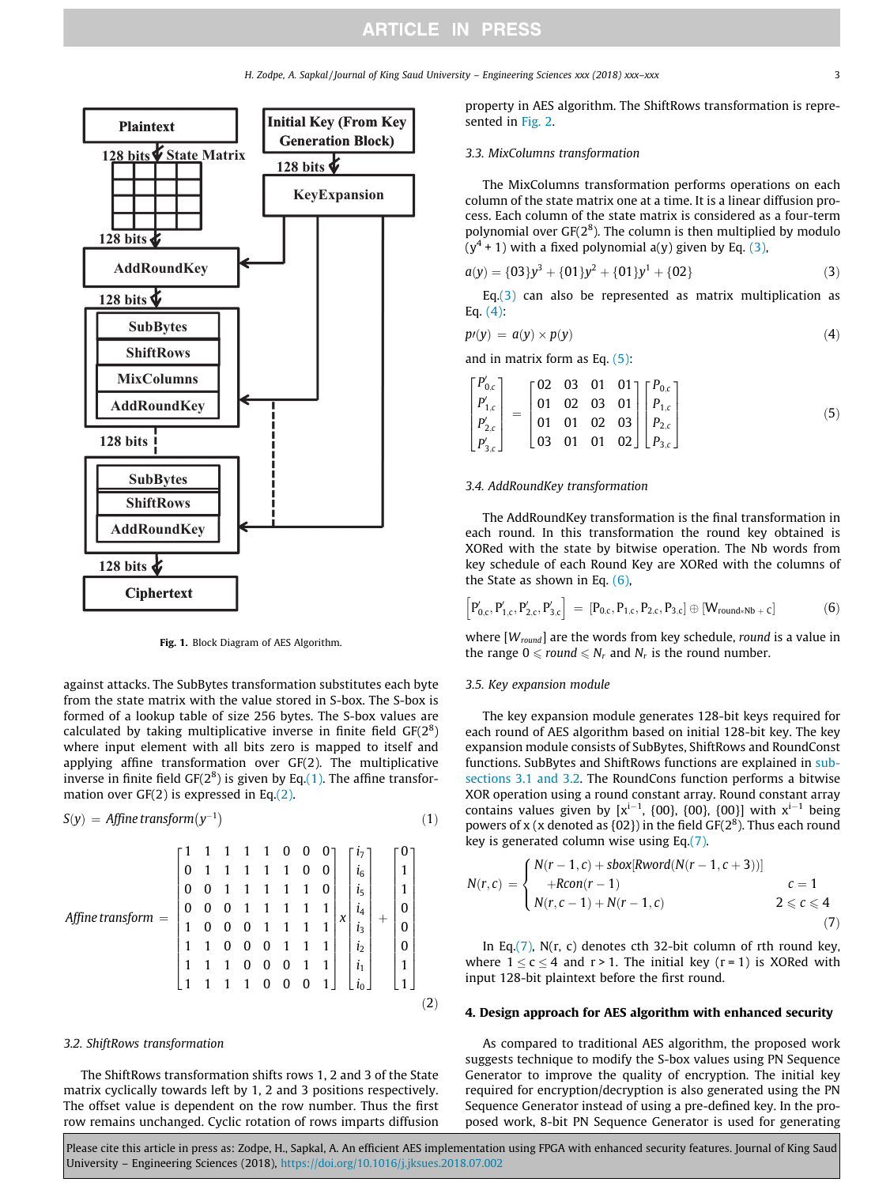Fig. 1. Block Diagram of AES Algorithm.

against attacks. The SubBytes transformation substitutes each byte from the state matrix with the value stored in S-box. The S-box is formed of a lookup table of size 256 bytes. The S-box values are calculated by taking multiplicative inverse in finite field GF($2^8$) where input element with all bits zero is mapped to itself and applying affine transformation over GF(2). The multiplicative inverse in finite field GF($2^8$) is given by Eq.(1). The affine transformation over GF(2) is expressed in Eq.(2).

$$S(y) = Affine\,transform(y^{-1}) \tag{1}$$

$$Affine\,transform = \begin{bmatrix} 1&1&1&1&1&0&0&0 \\ 0&1&1&1&1&1&0&0 \\ 0&0&1&1&1&1&1&0 \\ 0&0&0&1&1&1&1&1 \\ 1&0&0&0&1&1&1&1 \\ 1&1&0&0&0&1&1&1 \\ 1&1&1&0&0&0&1&1 \\ 1&1&1&1&0&0&0&1 \end{bmatrix} x \begin{bmatrix} i_7 \\ i_6 \\ i_5 \\ i_4 \\ i_3 \\ i_2 \\ i_1 \\ i_0 \end{bmatrix} + \begin{bmatrix} 0 \\ 1 \\ 1 \\ 0 \\ 0 \\ 0 \\ 1 \\ 1 \end{bmatrix} \tag{2}$$

### 3.2. ShiftRows transformation

The ShiftRows transformation shifts rows 1, 2 and 3 of the State matrix cyclically towards left by 1, 2 and 3 positions respectively. The offset value is dependent on the row number. Thus the first row remains unchanged. Cyclic rotation of rows imparts diffusion property in AES algorithm. The ShiftRows transformation is represented in Fig. 2.

### 3.3. MixColumns transformation

The MixColumns transformation performs operations on each column of the state matrix one at a time. It is a linear diffusion process. Each column of the state matrix is considered as a four-term polynomial over GF($2^8$). The column is then multiplied by modulo ($y^4 + 1$) with a fixed polynomial a(y) given by Eq. (3),

$$a(y) = \{03\}y^3 + \{01\}y^2 + \{01\}y^1 + \{02\} \tag{3}$$

Eq.(3) can also be represented as matrix multiplication as Eq. (4):

$$p\prime(y) = a(y) \times p(y) \tag{4}$$

and in matrix form as Eq. (5):

$$\begin{bmatrix} P'_{0,c} \\ P'_{1,c} \\ P'_{2,c} \\ P'_{3,c} \end{bmatrix} = \begin{bmatrix} 02&03&01&01 \\ 01&02&03&01 \\ 01&01&02&03 \\ 03&01&01&02 \end{bmatrix} \begin{bmatrix} P_{0,c} \\ P_{1,c} \\ P_{2,c} \\ P_{3,c} \end{bmatrix} \tag{5}$$

### 3.4. AddRoundKey transformation

The AddRoundKey transformation is the final transformation in each round. In this transformation the round key obtained is XORed with the state by bitwise operation. The Nb words from key schedule of each Round Key are XORed with the columns of the State as shown in Eq. (6),

$$\left[P'_{0,c}, P'_{1,c}, P'_{2,c}, P'_{3,c}\right] = [P_{0,c}, P_{1,c}, P_{2,c}, P_{3,c}] \oplus [W_{round*Nb+c}] \tag{6}$$

where [$W_{round}$] are the words from key schedule, *round* is a value in the range $0 \leqslant round \leqslant N_r$ and $N_r$ is the round number.

### 3.5. Key expansion module

The key expansion module generates 128-bit keys required for each round of AES algorithm based on initial 128-bit key. The key expansion module consists of SubBytes, ShiftRows and RoundConst functions. SubBytes and ShiftRows functions are explained in sub-sections 3.1 and 3.2. The RoundCons function performs a bitwise XOR operation using a round constant array. Round constant array contains values given by [$x^{i-1}$, {00}, {00}, {00}] with $x^{i-1}$ being powers of x (x denoted as {02}) in the field GF($2^8$). Thus each round key is generated column wise using Eq.(7).

$$N(r,c) = \begin{cases} N(r-1,c) + sbox[Rword(N(r-1,c+3))] & \\ \quad +Rcon(r-1) & c = 1 \\ N(r,c-1) + N(r-1,c) & 2 \leqslant c \leqslant 4 \end{cases} \tag{7}$$

In Eq.(7), N(r, c) denotes cth 32-bit column of rth round key, where $1 \leq c \leq 4$ and $r > 1$. The initial key ($r = 1$) is XORed with input 128-bit plaintext before the first round.

## 4. Design approach for AES algorithm with enhanced security

As compared to traditional AES algorithm, the proposed work suggests technique to modify the S-box values using PN Sequence Generator to improve the quality of encryption. The initial key required for encryption/decryption is also generated using the PN Sequence Generator instead of using a pre-defined key. In the proposed work, 8-bit PN Sequence Generator is used for generating

Please cite this article in press as: Zodpe, H., Sapkal, A. An efficient AES implementation using FPGA with enhanced security features. Journal of King Saud University – Engineering Sciences (2018), https://doi.org/10.1016/j.jksues.2018.07.002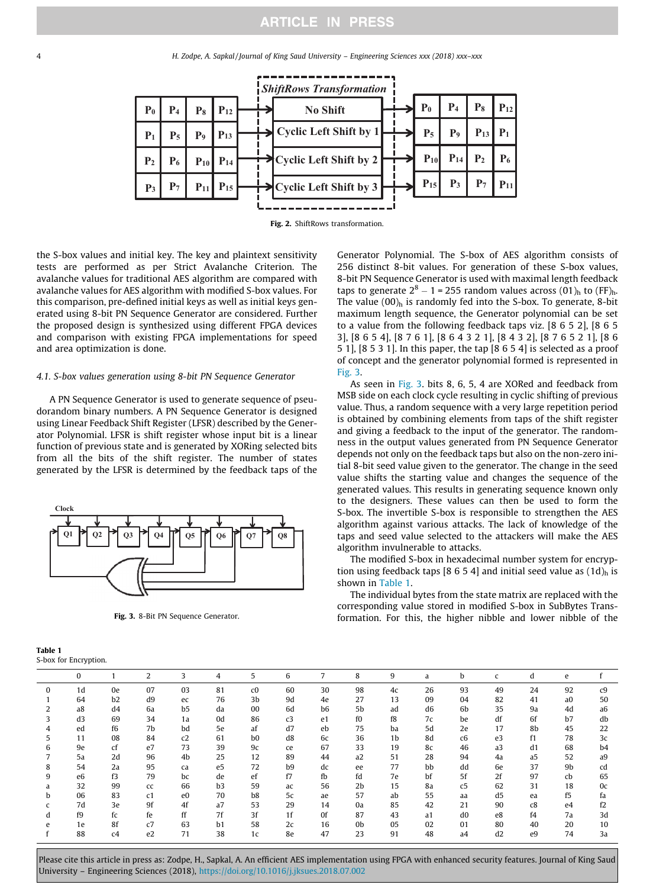Fig. 2. ShiftRows transformation.

the S-box values and initial key. The key and plaintext sensitivity tests are performed as per Strict Avalanche Criterion. The avalanche values for traditional AES algorithm are compared with avalanche values for AES algorithm with modified S-box values. For this comparison, pre-defined initial keys as well as initial keys generated using 8-bit PN Sequence Generator are considered. Further the proposed design is synthesized using different FPGA devices and comparison with existing FPGA implementations for speed and area optimization is done.

### 4.1. S-box values generation using 8-bit PN Sequence Generator

A PN Sequence Generator is used to generate sequence of pseudorandom binary numbers. A PN Sequence Generator is designed using Linear Feedback Shift Register (LFSR) described by the Generator Polynomial. LFSR is shift register whose input bit is a linear function of previous state and is generated by XORing selected bits from all the bits of the shift register. The number of states generated by the LFSR is determined by the feedback taps of the Generator Polynomial. The S-box of AES algorithm consists of 256 distinct 8-bit values. For generation of these S-box values, 8-bit PN Sequence Generator is used with maximal length feedback taps to generate $2^8 - 1 = 255$ random values across $(01)_h$ to $(FF)_h$. The value $(00)_h$ is randomly fed into the S-box. To generate, 8-bit maximum length sequence, the Generator polynomial can be set to a value from the following feedback taps viz. [8 6 5 2], [8 6 5 3], [8 6 5 4], [8 7 6 1], [8 6 4 3 2 1], [8 4 3 2], [8 7 6 5 2 1], [8 6 5 1], [8 5 3 1]. In this paper, the tap [8 6 5 4] is selected as a proof of concept and the generator polynomial formed is represented in Fig. 3.

Fig. 3. 8-Bit PN Sequence Generator.

As seen in Fig. 3. bits 8, 6, 5, 4 are XORed and feedback from MSB side on each clock cycle resulting in cyclic shifting of previous value. Thus, a random sequence with a very large repetition period is obtained by combining elements from taps of the shift register and giving a feedback to the input of the generator. The randomness in the output values generated from PN Sequence Generator depends not only on the feedback taps but also on the non-zero initial 8-bit seed value given to the generator. The change in the seed value shifts the starting value and changes the sequence of the generated values. This results in generating sequence known only to the designers. These values can then be used to form the S-box. The invertible S-box is responsible to strengthen the AES algorithm against various attacks. The lack of knowledge of the taps and seed value selected to the attackers will make the AES algorithm invulnerable to attacks.

The modified S-box in hexadecimal number system for encryption using feedback taps [8 6 5 4] and initial seed value as $(1d)_h$ is shown in Table 1.

The individual bytes from the state matrix are replaced with the corresponding value stored in modified S-box in SubBytes Transformation. For this, the higher nibble and lower nibble of the

**Table 1**
S-box for Encryption.

| | 0 | 1 | 2 | 3 | 4 | 5 | 6 | 7 | 8 | 9 | a | b | c | d | e | f |
|---|---|---|---|---|---|---|---|---|---|---|---|---|---|---|---|---|
| 0 | 1d | 0e | 07 | 03 | 81 | c0 | 60 | 30 | 98 | 4c | 26 | 93 | 49 | 24 | 92 | c9 |
| 1 | 64 | b2 | d9 | ec | 76 | 3b | 9d | 4e | 27 | 13 | 09 | 04 | 82 | 41 | a0 | 50 |
| 2 | a8 | d4 | 6a | b5 | da | 00 | 6d | b6 | 5b | ad | d6 | 6b | 35 | 9a | 4d | a6 |
| 3 | d3 | 69 | 34 | 1a | 0d | 86 | c3 | e1 | f0 | f8 | 7c | be | df | 6f | b7 | db |
| 4 | ed | f6 | 7b | bd | 5e | af | d7 | eb | 75 | ba | 5d | 2e | 17 | 8b | 45 | 22 |
| 5 | 11 | 08 | 84 | c2 | 61 | b0 | d8 | 6c | 36 | 1b | 8d | c6 | e3 | f1 | 78 | 3c |
| 6 | 9e | cf | e7 | 73 | 39 | 9c | ce | 67 | 33 | 19 | 8c | 46 | a3 | d1 | 68 | b4 |
| 7 | 5a | 2d | 96 | 4b | 25 | 12 | 89 | 44 | a2 | 51 | 28 | 94 | 4a | a5 | 52 | a9 |
| 8 | 54 | 2a | 95 | ca | e5 | 72 | b9 | dc | ee | 77 | bb | dd | 6e | 37 | 9b | cd |
| 9 | e6 | f3 | 79 | bc | de | ef | f7 | fb | fd | 7e | bf | 5f | 2f | 97 | cb | 65 |
| a | 32 | 99 | cc | 66 | b3 | 59 | ac | 56 | 2b | 15 | 8a | c5 | 62 | 31 | 18 | 0c |
| b | 06 | 83 | c1 | e0 | 70 | b8 | 5c | ae | 57 | ab | 55 | aa | d5 | ea | f5 | fa |
| c | 7d | 3e | 9f | 4f | a7 | 53 | 29 | 14 | 0a | 85 | 42 | 21 | 90 | c8 | e4 | f2 |
| d | f9 | fc | fe | ff | 7f | 3f | 1f | 0f | 87 | 43 | a1 | d0 | e8 | f4 | 7a | 3d |
| e | 1e | 8f | c7 | 63 | b1 | 58 | 2c | 16 | 0b | 05 | 02 | 01 | 80 | 40 | 20 | 10 |
| f | 88 | c4 | e2 | 71 | 38 | 1c | 8e | 47 | 23 | 91 | 48 | a4 | d2 | e9 | 74 | 3a |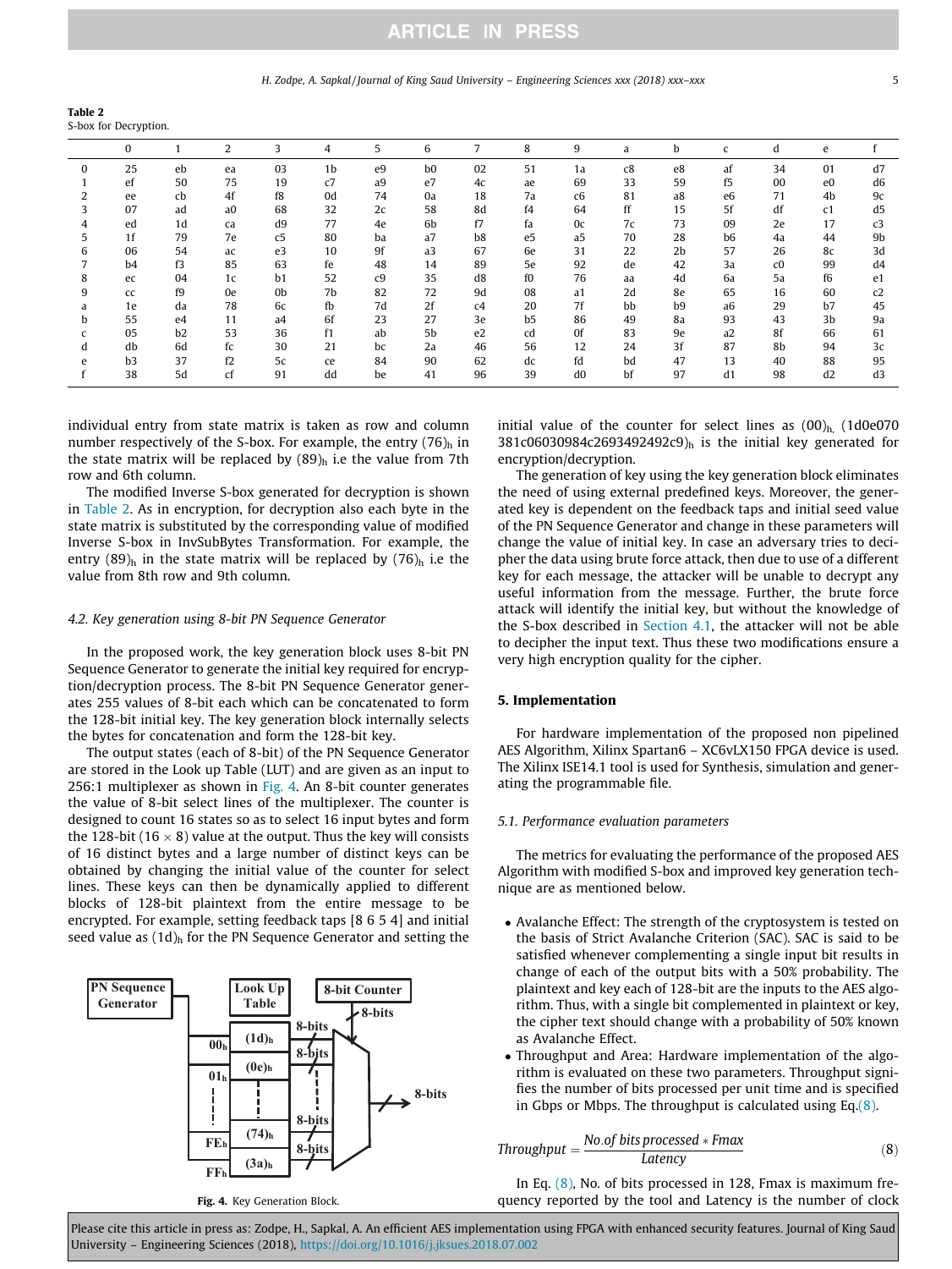**Table 2**
S-box for Decryption.

| | 0 | 1 | 2 | 3 | 4 | 5 | 6 | 7 | 8 | 9 | a | b | c | d | e | f |
|---|---|---|---|---|---|---|---|---|---|---|---|---|---|---|---|---|
| 0 | 25 | eb | ea | 03 | 1b | e9 | b0 | 02 | 51 | 1a | c8 | e8 | af | 34 | 01 | d7 |
| 1 | ef | 50 | 75 | 19 | c7 | a9 | e7 | 4c | ae | 69 | 33 | 59 | f5 | 00 | e0 | d6 |
| 2 | ee | cb | 4f | f8 | 0d | 74 | 0a | 18 | 7a | c6 | 81 | a8 | e6 | 71 | 4b | 9c |
| 3 | 07 | ad | a0 | 68 | 32 | 2c | 58 | 8d | f4 | 64 | ff | 15 | 5f | df | c1 | d5 |
| 4 | ed | 1d | ca | d9 | 77 | 4e | 6b | f7 | fa | 0c | 7c | 73 | 09 | 2e | 17 | c3 |
| 5 | 1f | 79 | 7e | c5 | 80 | ba | a7 | b8 | e5 | a5 | 70 | 28 | b6 | 4a | 44 | 9b |
| 6 | 06 | 54 | ac | e3 | 10 | 9f | a3 | 67 | 6e | 31 | 22 | 2b | 57 | 26 | 8c | 3d |
| 7 | b4 | f3 | 85 | 63 | fe | 48 | 14 | 89 | 5e | 92 | de | 42 | 3a | c0 | 99 | d4 |
| 8 | ec | 04 | 1c | b1 | 52 | c9 | 35 | d8 | f0 | 76 | aa | 4d | 6a | 5a | f6 | e1 |
| 9 | cc | f9 | 0e | 0b | 7b | 82 | 72 | 9d | 08 | a1 | 2d | 8e | 65 | 16 | 60 | c2 |
| a | 1e | da | 78 | 6c | fb | 7d | 2f | c4 | 20 | 7f | bb | b9 | a6 | 29 | b7 | 45 |
| b | 55 | e4 | 11 | a4 | 6f | 23 | 27 | 3e | b5 | 86 | 49 | 8a | 93 | 43 | 3b | 9a |
| c | 05 | b2 | 53 | 36 | f1 | ab | 5b | e2 | cd | 0f | 83 | 9e | a2 | 8f | 66 | 61 |
| d | db | 6d | fc | 30 | 21 | bc | 2a | 46 | 56 | 12 | 24 | 3f | 87 | 8b | 94 | 3c |
| e | b3 | 37 | f2 | 5c | ce | 84 | 90 | 62 | dc | fd | bd | 47 | 13 | 40 | 88 | 95 |
| f | 38 | 5d | cf | 91 | dd | be | 41 | 96 | 39 | d0 | bf | 97 | d1 | 98 | d2 | d3 |

individual entry from state matrix is taken as row and column number respectively of the S-box. For example, the entry $(76)_h$ in the state matrix will be replaced by $(89)_h$ i.e the value from 7th row and 6th column.

The modified Inverse S-box generated for decryption is shown in Table 2. As in encryption, for decryption also each byte in the state matrix is substituted by the corresponding value of modified Inverse S-box in InvSubBytes Transformation. For example, the entry $(89)_h$ in the state matrix will be replaced by $(76)_h$ i.e the value from 8th row and 9th column.

### 4.2. Key generation using 8-bit PN Sequence Generator

In the proposed work, the key generation block uses 8-bit PN Sequence Generator to generate the initial key required for encryption/decryption process. The 8-bit PN Sequence Generator generates 255 values of 8-bit each which can be concatenated to form the 128-bit initial key. The key generation block internally selects the bytes for concatenation and form the 128-bit key.

The output states (each of 8-bit) of the PN Sequence Generator are stored in the Look up Table (LUT) and are given as an input to 256:1 multiplexer as shown in Fig. 4. An 8-bit counter generates the value of 8-bit select lines of the multiplexer. The counter is designed to count 16 states so as to select 16 input bytes and form the 128-bit ($16 \times 8$) value at the output. Thus the key will consists of 16 distinct bytes and a large number of distinct keys can be obtained by changing the initial value of the counter for select lines. These keys can then be dynamically applied to different blocks of 128-bit plaintext from the entire message to be encrypted. For example, setting feedback taps [8 6 5 4] and initial seed value as $(1d)_h$ for the PN Sequence Generator and setting the initial value of the counter for select lines as $(00)_h$, $(1d0e070381c06030984c2693492492c9)_h$ is the initial key generated for encryption/decryption.

Fig. 4. Key Generation Block.

The generation of key using the key generation block eliminates the need of using external predefined keys. Moreover, the generated key is dependent on the feedback taps and initial seed value of the PN Sequence Generator and change in these parameters will change the value of initial key. In case an adversary tries to decipher the data using brute force attack, then due to use of a different key for each message, the attacker will be unable to decrypt any useful information from the message. Further, the brute force attack will identify the initial key, but without the knowledge of the S-box described in Section 4.1, the attacker will not be able to decipher the input text. Thus these two modifications ensure a very high encryption quality for the cipher.

## 5. Implementation

For hardware implementation of the proposed non pipelined AES Algorithm, Xilinx Spartan6 – XC6vLX150 FPGA device is used. The Xilinx ISE14.1 tool is used for Synthesis, simulation and generating the programmable file.

### 5.1. Performance evaluation parameters

The metrics for evaluating the performance of the proposed AES Algorithm with modified S-box and improved key generation technique are as mentioned below.

- Avalanche Effect: The strength of the cryptosystem is tested on the basis of Strict Avalanche Criterion (SAC). SAC is said to be satisfied whenever complementing a single input bit results in change of each of the output bits with a 50% probability. The plaintext and key each of 128-bit are the inputs to the AES algorithm. Thus, with a single bit complemented in plaintext or key, the cipher text should change with a probability of 50% known as Avalanche Effect.
- Throughput and Area: Hardware implementation of the algorithm is evaluated on these two parameters. Throughput signifies the number of bits processed per unit time and is specified in Gbps or Mbps. The throughput is calculated using Eq.(8).

$$Throughput = \frac{No.of\ bits\ processed * Fmax}{Latency} \tag{8}$$

In Eq. (8), No. of bits processed in 128, Fmax is maximum frequency reported by the tool and Latency is the number of clock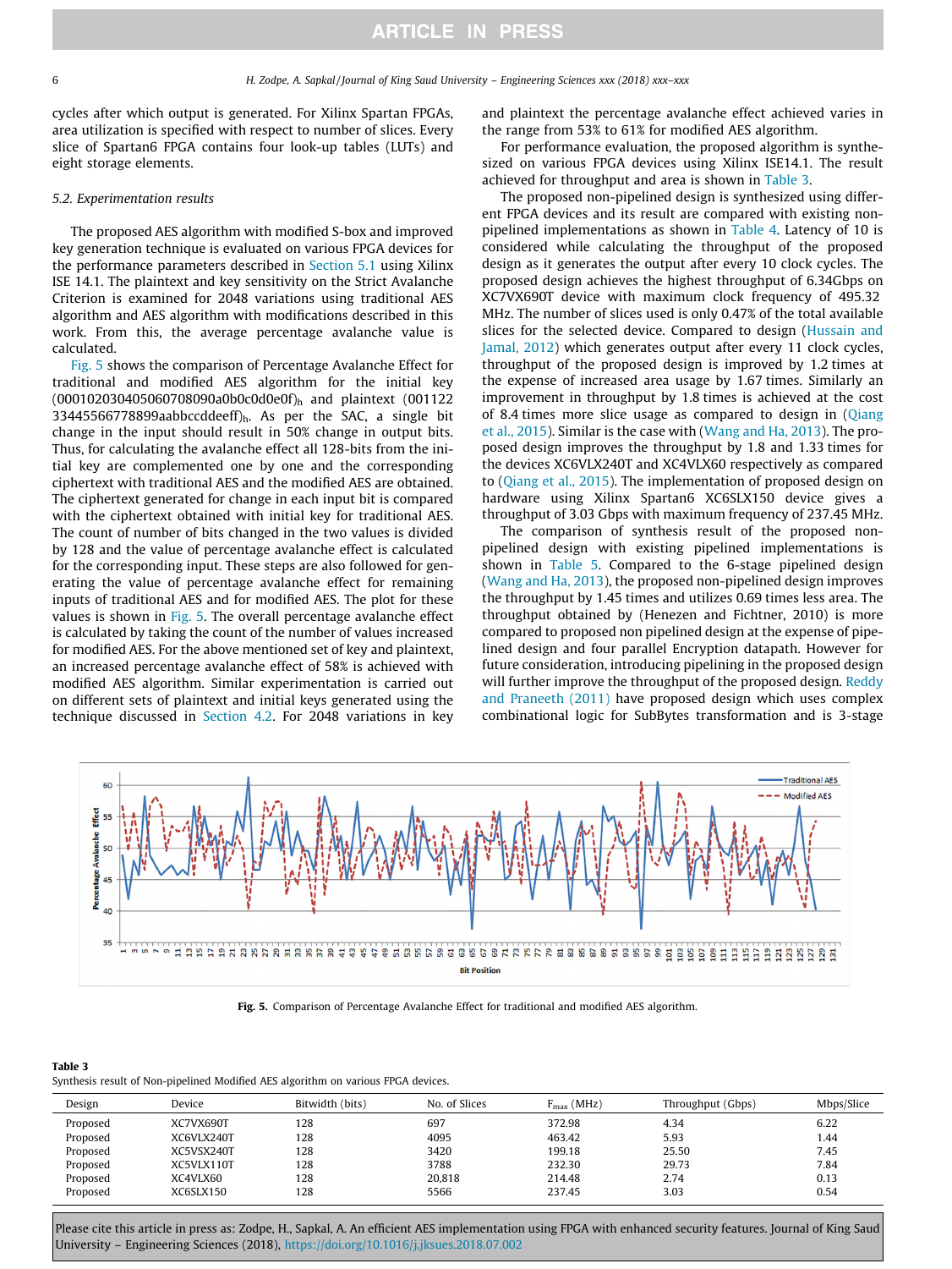cycles after which output is generated. For Xilinx Spartan FPGAs, area utilization is specified with respect to number of slices. Every slice of Spartan6 FPGA contains four look-up tables (LUTs) and eight storage elements.

### 5.2. Experimentation results

The proposed AES algorithm with modified S-box and improved key generation technique is evaluated on various FPGA devices for the performance parameters described in Section 5.1 using Xilinx ISE 14.1. The plaintext and key sensitivity on the Strict Avalanche Criterion is examined for 2048 variations using traditional AES algorithm and AES algorithm with modifications described in this work. From this, the average percentage avalanche value is calculated.

Fig. 5 shows the comparison of Percentage Avalanche Effect for traditional and modified AES algorithm for the initial key $(000102030405060708090a0b0c0d0e0f)_h$ and plaintext $(00112233445566778899aabbccddeeff)_h$. As per the SAC, a single bit change in the input should result in 50% change in output bits. Thus, for calculating the avalanche effect all 128-bits from the initial key are complemented one by one and the corresponding ciphertext with traditional AES and the modified AES are obtained. The ciphertext generated for change in each input bit is compared with the ciphertext obtained with initial key for traditional AES. The count of number of bits changed in the two values is divided by 128 and the value of percentage avalanche effect is calculated for the corresponding input. These steps are also followed for generating the value of percentage avalanche effect for remaining inputs of traditional AES and for modified AES. The plot for these values is shown in Fig. 5. The overall percentage avalanche effect is calculated by taking the count of the number of values increased for modified AES. For the above mentioned set of key and plaintext, an increased percentage avalanche effect of 58% is achieved with modified AES algorithm. Similar experimentation is carried out on different sets of plaintext and initial keys generated using the technique discussed in Section 4.2. For 2048 variations in key and plaintext the percentage avalanche effect achieved varies in the range from 53% to 61% for modified AES algorithm.

For performance evaluation, the proposed algorithm is synthesized on various FPGA devices using Xilinx ISE14.1. The result achieved for throughput and area is shown in Table 3.

The proposed non-pipelined design is synthesized using different FPGA devices and its result are compared with existing non-pipelined implementations as shown in Table 4. Latency of 10 is considered while calculating the throughput of the proposed design as it generates the output after every 10 clock cycles. The proposed design achieves the highest throughput of 6.34Gbps on XC7VX690T device with maximum clock frequency of 495.32 MHz. The number of slices used is only 0.47% of the total available slices for the selected device. Compared to design (Hussain and Jamal, 2012) which generates output after every 11 clock cycles, throughput of the proposed design is improved by 1.2 times at the expense of increased area usage by 1.67 times. Similarly an improvement in throughput by 1.8 times is achieved at the cost of 8.4 times more slice usage as compared to design in (Qiang et al., 2015). Similar is the case with (Wang and Ha, 2013). The proposed design improves the throughput by 1.8 and 1.33 times for the devices XC6VLX240T and XC4VLX60 respectively as compared to (Qiang et al., 2015). The implementation of proposed design on hardware using Xilinx Spartan6 XC6SLX150 device gives a throughput of 3.03 Gbps with maximum frequency of 237.45 MHz.

The comparison of synthesis result of the proposed non-pipelined design with existing pipelined implementations is shown in Table 5. Compared to the 6-stage pipelined design (Wang and Ha, 2013), the proposed non-pipelined design improves the throughput by 1.45 times and utilizes 0.69 times less area. The throughput obtained by (Henezen and Fichtner, 2010) is more compared to proposed non pipelined design at the expense of pipelined design and four parallel Encryption datapath. However for future consideration, introducing pipelining in the proposed design will further improve the throughput of the proposed design. Reddy and Praneeth (2011) have proposed design which uses complex combinational logic for SubBytes transformation and is 3-stage

**Fig. 5.** Comparison of Percentage Avalanche Effect for traditional and modified AES algorithm.

**Table 3**
Synthesis result of Non-pipelined Modified AES algorithm on various FPGA devices.

| Design | Device | Bitwidth (bits) | No. of Slices | $F_{max}$ (MHz) | Throughput (Gbps) | Mbps/Slice |
|---|---|---|---|---|---|---|
| Proposed | XC7VX690T | 128 | 697 | 372.98 | 4.34 | 6.22 |
| Proposed | XC6VLX240T | 128 | 4095 | 463.42 | 5.93 | 1.44 |
| Proposed | XC5VSX240T | 128 | 3420 | 199.18 | 25.50 | 7.45 |
| Proposed | XC5VLX110T | 128 | 3788 | 232.30 | 29.73 | 7.84 |
| Proposed | XC4VLX60 | 128 | 20,818 | 214.48 | 2.74 | 0.13 |
| Proposed | XC6SLX150 | 128 | 5566 | 237.45 | 3.03 | 0.54 |

Please cite this article in press as: Zodpe, H., Sapkal, A. An efficient AES implementation using FPGA with enhanced security features. Journal of King Saud University – Engineering Sciences (2018), https://doi.org/10.1016/j.jksues.2018.07.002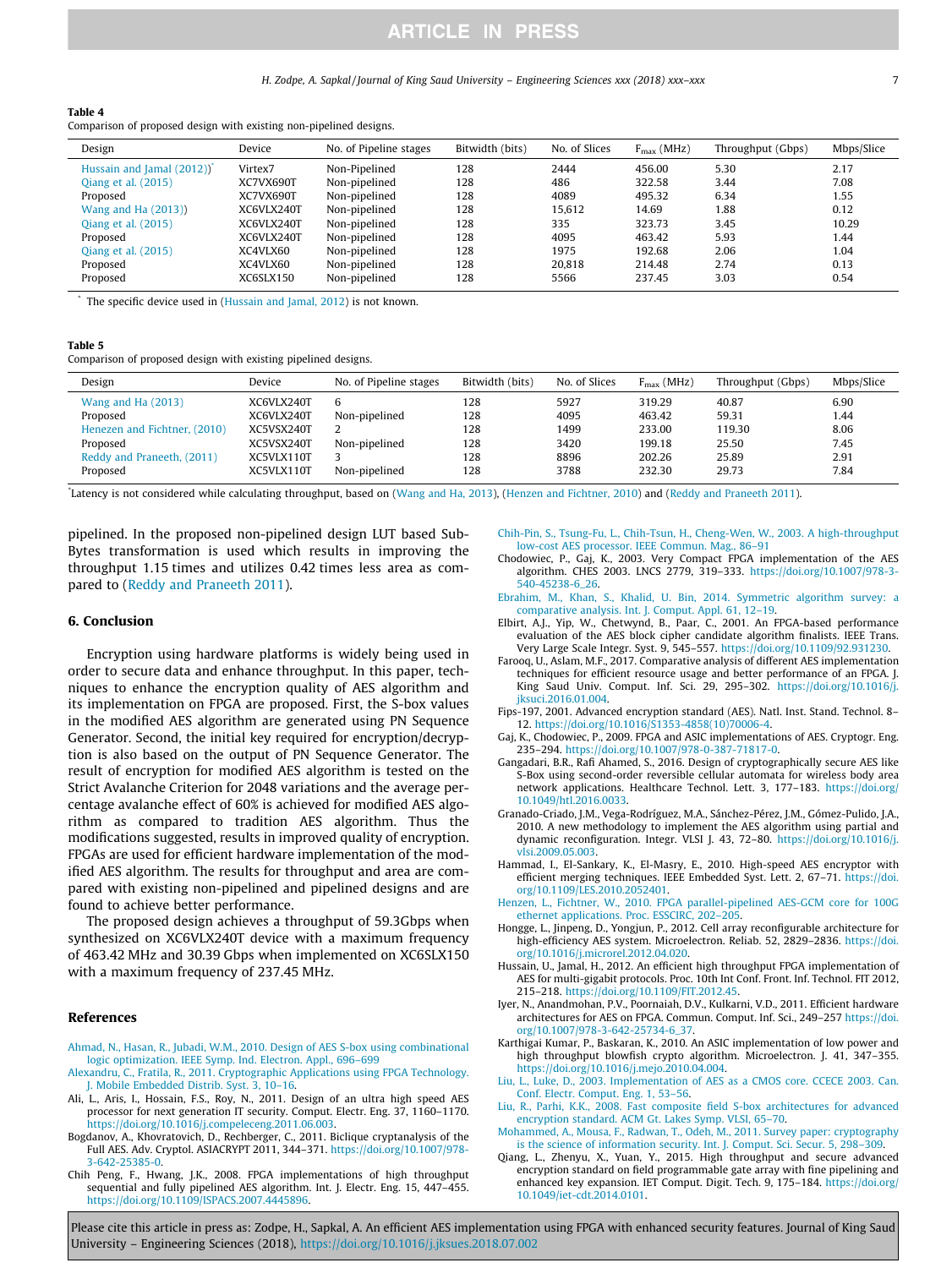**Table 4**
Comparison of proposed design with existing non-pipelined designs.

| Design | Device | No. of Pipeline stages | Bitwidth (bits) | No. of Slices | $F_{max}$ (MHz) | Throughput (Gbps) | Mbps/Slice |
|---|---|---|---|---|---|---|---|
| Hussain and Jamal (2012))* | Virtex7 | Non-Pipelined | 128 | 2444 | 456.00 | 5.30 | 2.17 |
| Qiang et al. (2015) | XC7VX690T | Non-pipelined | 128 | 486 | 322.58 | 3.44 | 7.08 |
| Proposed | XC7VX690T | Non-pipelined | 128 | 4089 | 495.32 | 6.34 | 1.55 |
| Wang and Ha (2013)) | XC6VLX240T | Non-pipelined | 128 | 15,612 | 14.69 | 1.88 | 0.12 |
| Qiang et al. (2015) | XC6VLX240T | Non-pipelined | 128 | 335 | 323.73 | 3.45 | 10.29 |
| Proposed | XC6VLX240T | Non-pipelined | 128 | 4095 | 463.42 | 5.93 | 1.44 |
| Qiang et al. (2015) | XC4VLX60 | Non-pipelined | 128 | 1975 | 192.68 | 2.06 | 1.04 |
| Proposed | XC4VLX60 | Non-pipelined | 128 | 20,818 | 214.48 | 2.74 | 0.13 |
| Proposed | XC6SLX150 | Non-pipelined | 128 | 5566 | 237.45 | 3.03 | 0.54 |

\* The specific device used in (Hussain and Jamal, 2012) is not known.

**Table 5**
Comparison of proposed design with existing pipelined designs.

| Design | Device | No. of Pipeline stages | Bitwidth (bits) | No. of Slices | $F_{max}$ (MHz) | Throughput (Gbps) | Mbps/Slice |
|---|---|---|---|---|---|---|---|
| Wang and Ha (2013) | XC6VLX240T | 6 | 128 | 5927 | 319.29 | 40.87 | 6.90 |
| Proposed | XC6VLX240T | Non-pipelined | 128 | 4095 | 463.42 | 59.31 | 1.44 |
| Henezen and Fichtner, (2010) | XC5VSX240T | 2 | 128 | 1499 | 233.00 | 119.30 | 8.06 |
| Proposed | XC5VSX240T | Non-pipelined | 128 | 3420 | 199.18 | 25.50 | 7.45 |
| Reddy and Praneeth, (2011) | XC5VLX110T | 3 | 128 | 8896 | 202.26 | 25.89 | 2.91 |
| Proposed | XC5VLX110T | Non-pipelined | 128 | 3788 | 232.30 | 29.73 | 7.84 |

*Latency is not considered while calculating throughput, based on (Wang and Ha, 2013), (Henzen and Fichtner, 2010) and (Reddy and Praneeth 2011).

pipelined. In the proposed non-pipelined design LUT based SubBytes transformation is used which results in improving the throughput 1.15 times and utilizes 0.42 times less area as compared to (Reddy and Praneeth 2011).

## 6. Conclusion

Encryption using hardware platforms is widely being used in order to secure data and enhance throughput. In this paper, techniques to enhance the encryption quality of AES algorithm and its implementation on FPGA are proposed. First, the S-box values in the modified AES algorithm are generated using PN Sequence Generator. Second, the initial key required for encryption/decryption is also based on the output of PN Sequence Generator. The result of encryption for modified AES algorithm is tested on the Strict Avalanche Criterion for 2048 variations and the average percentage avalanche effect of 60% is achieved for modified AES algorithm as compared to tradition AES algorithm. Thus the modifications suggested, results in improved quality of encryption. FPGAs are used for efficient hardware implementation of the modified AES algorithm. The results for throughput and area are compared with existing non-pipelined and pipelined designs and are found to achieve better performance.

The proposed design achieves a throughput of 59.3Gbps when synthesized on XC6VLX240T device with a maximum frequency of 463.42 MHz and 30.39 Gbps when implemented on XC6SLX150 with a maximum frequency of 237.45 MHz.

## References

Ahmad, N., Hasan, R., Jubadi, W.M., 2010. Design of AES S-box using combinational logic optimization. IEEE Symp. Ind. Electron. Appl., 696–699

Alexandru, C., Fratila, R., 2011. Cryptographic Applications using FPGA Technology. J. Mobile Embedded Distrib. Syst. 3, 10–16.

Ali, L., Aris, I., Hossain, F.S., Roy, N., 2011. Design of an ultra high speed AES processor for next generation IT security. Comput. Electr. Eng. 37, 1160–1170. https://doi.org/10.1016/j.compeleceng.2011.06.003.

Bogdanov, A., Khovratovich, D., Rechberger, C., 2011. Biclique cryptanalysis of the Full AES. Adv. Cryptol. ASIACRYPT 2011, 344–371. https://doi.org/10.1007/978-3-642-25385-0.

Chih Peng, F., Hwang, J.K., 2008. FPGA implementations of high throughput sequential and fully pipelined AES algorithm. Int. J. Electr. Eng. 15, 447–455. https://doi.org/10.1109/ISPACS.2007.4445896.

Chih-Pin, S., Tsung-Fu, L., Chih-Tsun, H., Cheng-Wen, W., 2003. A high-throughput low-cost AES processor. IEEE Commun. Mag., 86–91

Chodowiec, P., Gaj, K., 2003. Very Compact FPGA implementation of the AES algorithm. CHES 2003. LNCS 2779, 319–333. https://doi.org/10.1007/978-3-540-45238-6_26.

Ebrahim, M., Khan, S., Khalid, U. Bin, 2014. Symmetric algorithm survey: a comparative analysis. Int. J. Comput. Appl. 61, 12–19.

Elbirt, A.J., Yip, W., Chetwynd, B., Paar, C., 2001. An FPGA-based performance evaluation of the AES block cipher candidate algorithm finalists. IEEE Trans. Very Large Scale Integr. Syst. 9, 545–557. https://doi.org/10.1109/92.931230.

Farooq, U., Aslam, M.F., 2017. Comparative analysis of different AES implementation techniques for efficient resource usage and better performance of an FPGA. J. King Saud Univ. Comput. Inf. Sci. 29, 295–302. https://doi.org/10.1016/j.jksuci.2016.01.004.

Fips-197, 2001. Advanced encryption standard (AES). Natl. Inst. Stand. Technol. 8–12. https://doi.org/10.1016/S1353-4858(10)70006-4.

Gaj, K., Chodowiec, P., 2009. FPGA and ASIC implementations of AES. Cryptogr. Eng. 235–294. https://doi.org/10.1007/978-0-387-71817-0.

Gangadari, B.R., Rafi Ahamed, S., 2016. Design of cryptographically secure AES like S-Box using second-order reversible cellular automata for wireless body area network applications. Healthcare Technol. Lett. 3, 177–183. https://doi.org/10.1049/htl.2016.0033.

Granado-Criado, J.M., Vega-Rodríguez, M.A., Sánchez-Pérez, J.M., Gómez-Pulido, J.A., 2010. A new methodology to implement the AES algorithm using partial and dynamic reconfiguration. Integr. VLSI J. 43, 72–80. https://doi.org/10.1016/j.vlsi.2009.05.003.

Hammad, I., El-Sankary, K., El-Masry, E., 2010. High-speed AES encryptor with efficient merging techniques. IEEE Embedded Syst. Lett. 2, 67–71. https://doi.org/10.1109/LES.2010.2052401.

Henzen, L., Fichtner, W., 2010. FPGA parallel-pipelined AES-GCM core for 100G ethernet applications. Proc. ESSCIRC, 202–205.

Hongge, L., Jinpeng, D., Yongjun, P., 2012. Cell array reconfigurable architecture for high-efficiency AES system. Microelectron. Reliab. 52, 2829–2836. https://doi.org/10.1016/j.microrel.2012.04.020.

Hussain, U., Jamal, H., 2012. An efficient high throughput FPGA implementation of AES for multi-gigabit protocols. Proc. 10th Int Conf. Front. Inf. Technol. FIT 2012, 215–218. https://doi.org/10.1109/FIT.2012.45.

Iyer, N., Anandmohan, P.V., Poornaiah, D.V., Kulkarni, V.D., 2011. Efficient hardware architectures for AES on FPGA. Commun. Comput. Inf. Sci., 249–257 https://doi.org/10.1007/978-3-642-25734-6_37.

Karthigai Kumar, P., Baskaran, K., 2010. An ASIC implementation of low power and high throughput blowfish crypto algorithm. Microelectron. J. 41, 347–355. https://doi.org/10.1016/j.mejo.2010.04.004.

Liu, L., Luke, D., 2003. Implementation of AES as a CMOS core. CCECE 2003. Can. Conf. Electr. Comput. Eng. 1, 53–56.

Liu, R., Parhi, K.K., 2008. Fast composite field S-box architectures for advanced encryption standard. ACM Gt. Lakes Symp. VLSI, 65–70.

Mohammed, A., Mousa, F., Radwan, T., Odeh, M., 2011. Survey paper: cryptography is the science of information security. Int. J. Comput. Sci. Secur. 5, 298–309.

Qiang, L., Zhenyu, X., Yuan, Y., 2015. High throughput and secure advanced encryption standard on field programmable gate array with fine pipelining and enhanced key expansion. IET Comput. Digit. Tech. 9, 175–184. https://doi.org/10.1049/iet-cdt.2014.0101.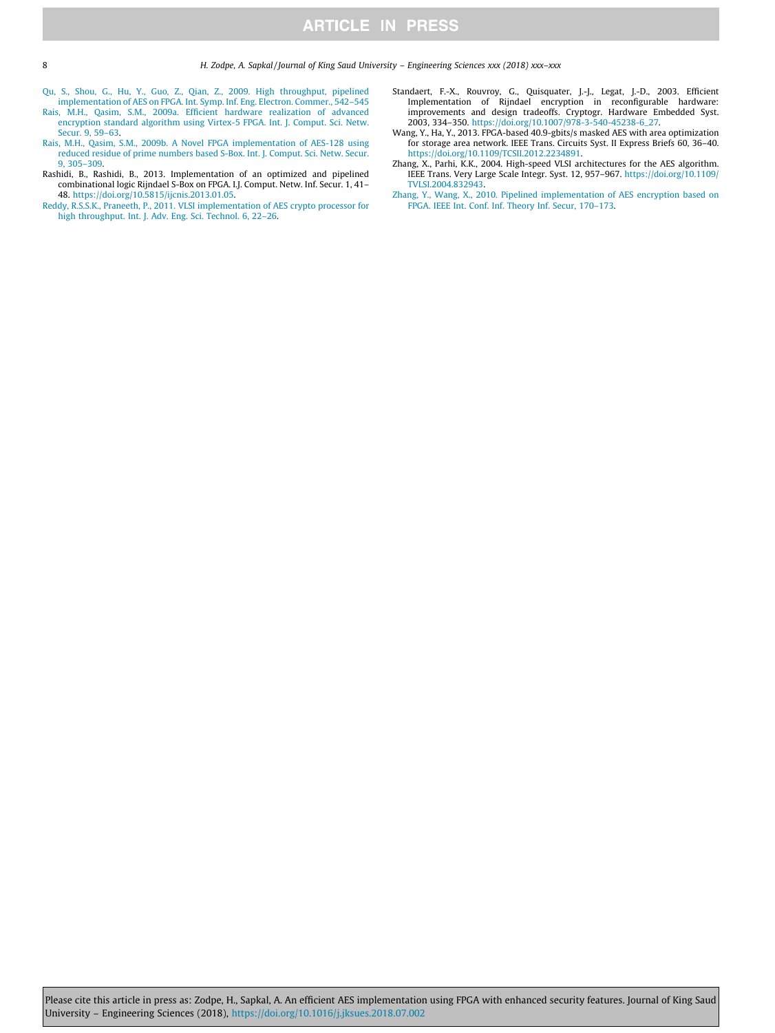Qu, S., Shou, G., Hu, Y., Guo, Z., Qian, Z., 2009. High throughput, pipelined implementation of AES on FPGA. Int. Symp. Inf. Eng. Electron. Commer., 542–545

Rais, M.H., Qasim, S.M., 2009a. Efficient hardware realization of advanced encryption standard algorithm using Virtex-5 FPGA. Int. J. Comput. Sci. Netw. Secur. 9, 59–63.

Rais, M.H., Qasim, S.M., 2009b. A Novel FPGA implementation of AES-128 using reduced residue of prime numbers based S-Box. Int. J. Comput. Sci. Netw. Secur. 9, 305–309.

Rashidi, B., Rashidi, B., 2013. Implementation of an optimized and pipelined combinational logic Rijndael S-Box on FPGA. I.J. Comput. Netw. Inf. Secur. 1, 41–48. https://doi.org/10.5815/ijcnis.2013.01.05.

Reddy, R.S.S.K., Praneeth, P., 2011. VLSI implementation of AES crypto processor for high throughput. Int. J. Adv. Eng. Sci. Technol. 6, 22–26.

Standaert, F.-X., Rouvroy, G., Quisquater, J.-J., Legat, J.-D., 2003. Efficient Implementation of Rijndael encryption in reconfigurable hardware: improvements and design tradeoffs. Cryptogr. Hardware Embedded Syst. 2003, 334–350. https://doi.org/10.1007/978-3-540-45238-6_27.

Wang, Y., Ha, Y., 2013. FPGA-based 40.9-gbits/s masked AES with area optimization for storage area network. IEEE Trans. Circuits Syst. II Express Briefs 60, 36–40. https://doi.org/10.1109/TCSII.2012.2234891.

Zhang, X., Parhi, K.K., 2004. High-speed VLSI architectures for the AES algorithm. IEEE Trans. Very Large Scale Integr. Syst. 12, 957–967. https://doi.org/10.1109/TVLSI.2004.832943.

Zhang, Y., Wang, X., 2010. Pipelined implementation of AES encryption based on FPGA. IEEE Int. Conf. Inf. Theory Inf. Secur, 170–173.